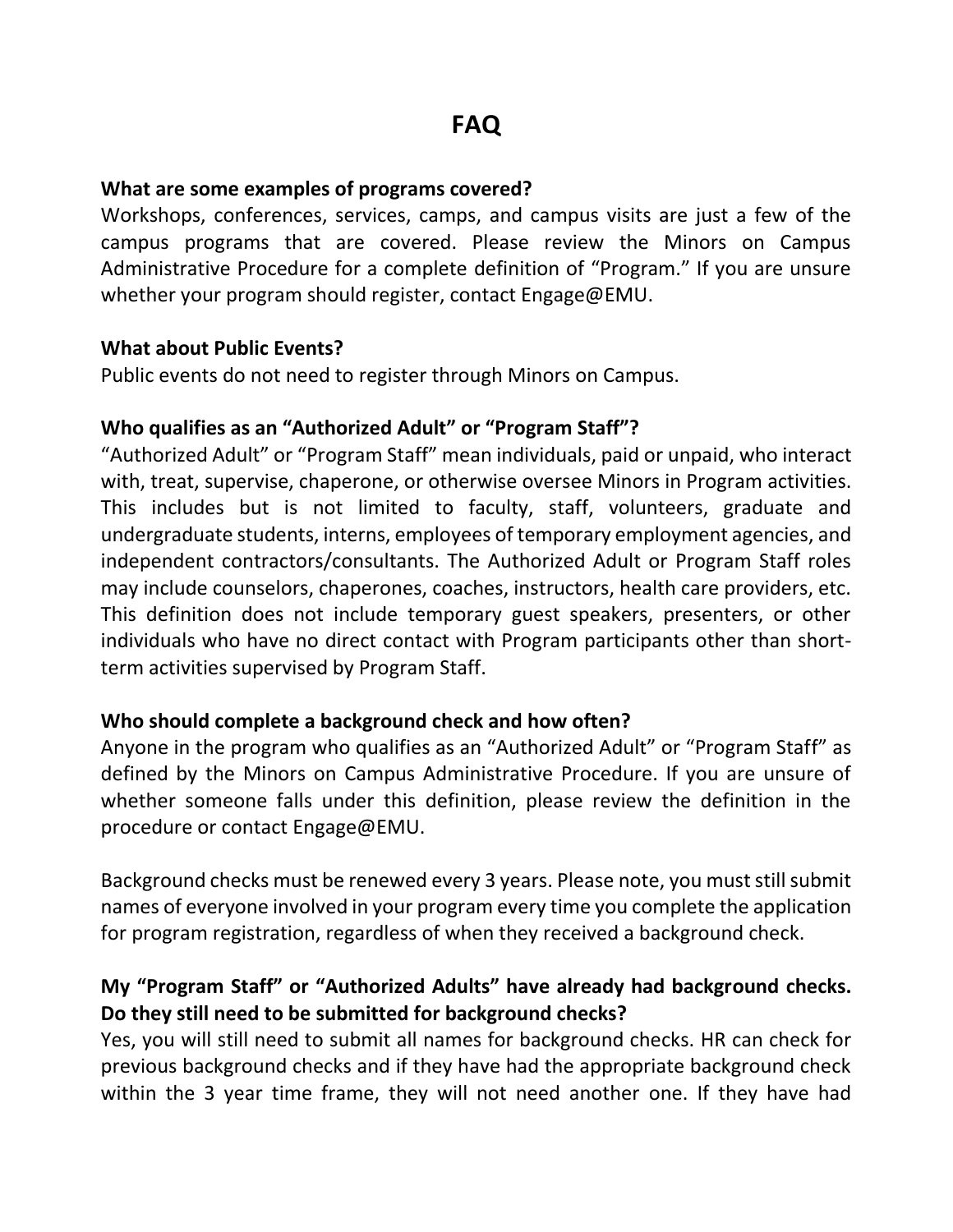# FAQ

**What are some examples of programs covered?**

Workshops, conferences, services, camps, and campus visits are just a few of the campus programs that are covered. Please review the Minors on Campus Administrative Procedure for a complete definition of "Program." If you are unsure whether your program should register, contact Engage@EMU.

**What about Public Events?**

Public events do not need to register through Minors on Campus.

**Who qualifies as an "Authorized Adult" or "Program Staff"?**

"Authorized Adult" or "Program Staff" mean individuals, paid or unpaid, who interact with, treat, supervise, chaperone, or otherwise oversee Minors in Program activities. This includes but is not limited to faculty, staff, volunteers, graduate and undergraduate students, interns, employees of temporary employment agencies, and independent contractors/consultants. The Authorized Adult or Program Staff roles may include counselors, chaperones, coaches, instructors, health care providers, etc. This definition does not include temporary guest speakers, presenters, or other individuals who have no direct contact with Program participants other than short-term activities supervised by Program Staff.

**Who should complete a background check and how often?**

Anyone in the program who qualifies as an "Authorized Adult" or "Program Staff" as defined by the Minors on Campus Administrative Procedure. If you are unsure of whether someone falls under this definition, please review the definition in the procedure or contact Engage@EMU.

Background checks must be renewed every 3 years. Please note, you must still submit names of everyone involved in your program every time you complete the application for program registration, regardless of when they received a background check.

**My "Program Staff" or "Authorized Adults" have already had background checks. Do they still need to be submitted for background checks?**

Yes, you will still need to submit all names for background checks. HR can check for previous background checks and if they have had the appropriate background check within the 3 year time frame, they will not need another one. If they have had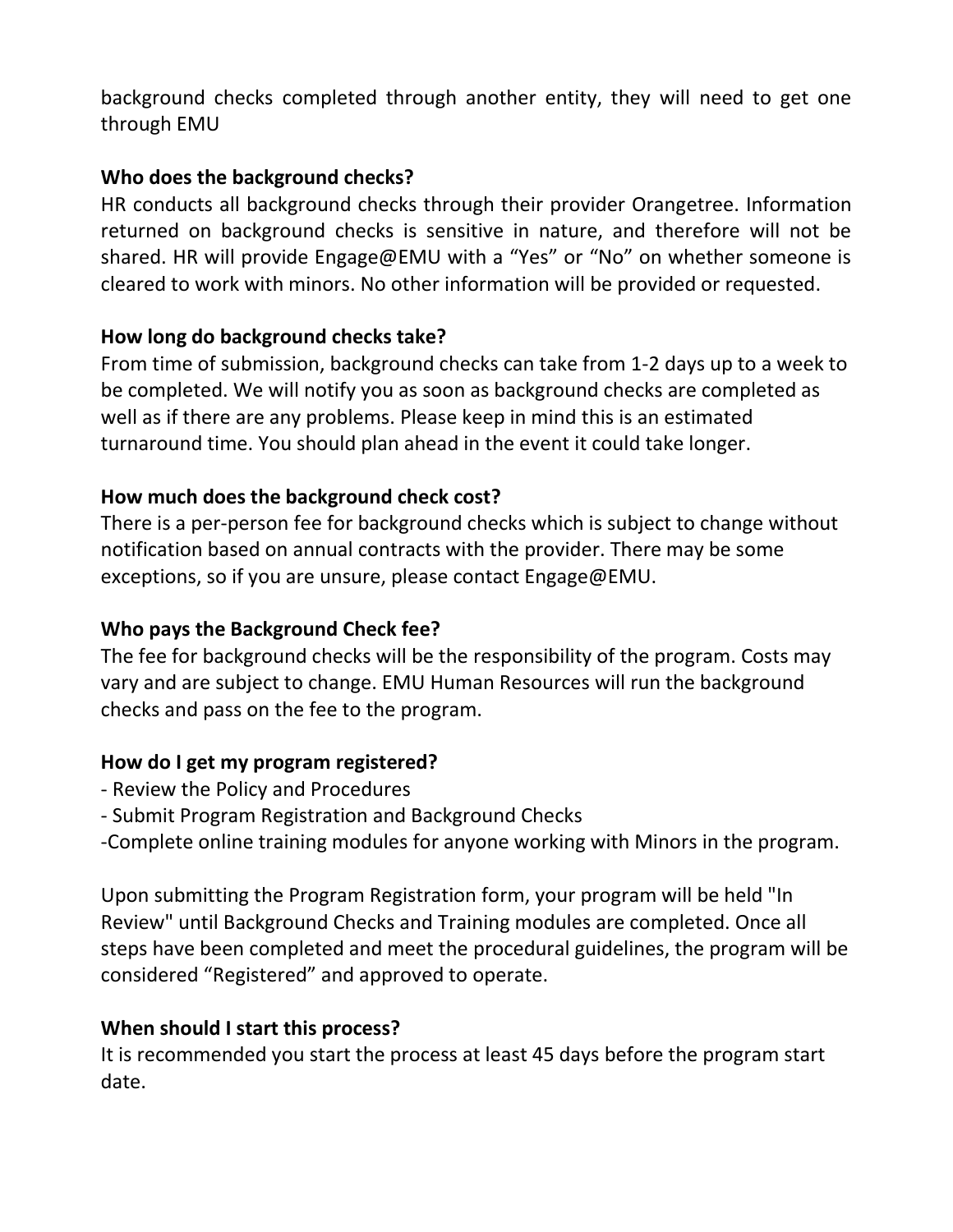background checks completed through another entity, they will need to get one through EMU

**Who does the background checks?**

HR conducts all background checks through their provider Orangetree. Information returned on background checks is sensitive in nature, and therefore will not be shared. HR will provide Engage@EMU with a “Yes” or “No” on whether someone is cleared to work with minors. No other information will be provided or requested.

**How long do background checks take?**

From time of submission, background checks can take from 1-2 days up to a week to be completed. We will notify you as soon as background checks are completed as well as if there are any problems. Please keep in mind this is an estimated turnaround time. You should plan ahead in the event it could take longer.

**How much does the background check cost?**

There is a per-person fee for background checks which is subject to change without notification based on annual contracts with the provider. There may be some exceptions, so if you are unsure, please contact Engage@EMU.

**Who pays the Background Check fee?**

The fee for background checks will be the responsibility of the program. Costs may vary and are subject to change. EMU Human Resources will run the background checks and pass on the fee to the program.

**How do I get my program registered?**

- Review the Policy and Procedures
- Submit Program Registration and Background Checks
- Complete online training modules for anyone working with Minors in the program.

Upon submitting the Program Registration form, your program will be held "In Review" until Background Checks and Training modules are completed. Once all steps have been completed and meet the procedural guidelines, the program will be considered “Registered” and approved to operate.

**When should I start this process?**

It is recommended you start the process at least 45 days before the program start date.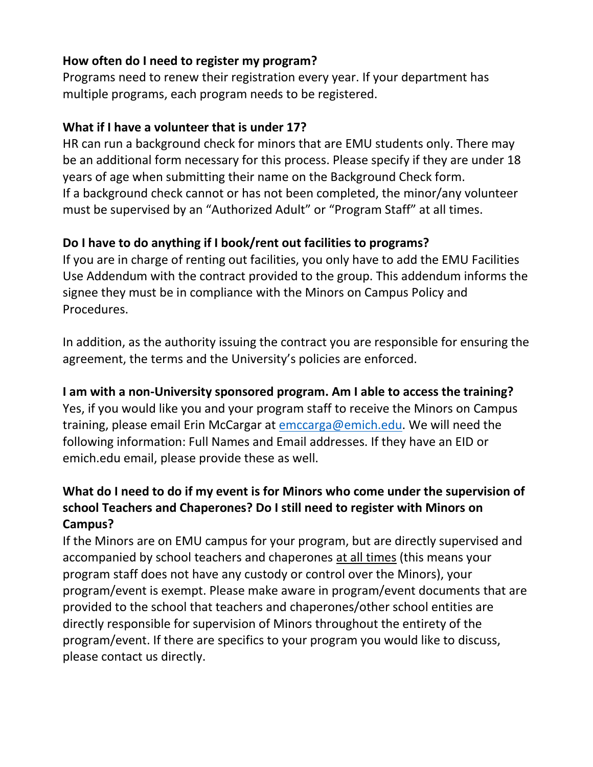**How often do I need to register my program?**
Programs need to renew their registration every year. If your department has multiple programs, each program needs to be registered.

**What if I have a volunteer that is under 17?**
HR can run a background check for minors that are EMU students only. There may be an additional form necessary for this process. Please specify if they are under 18 years of age when submitting their name on the Background Check form.
If a background check cannot or has not been completed, the minor/any volunteer must be supervised by an "Authorized Adult" or "Program Staff" at all times.

**Do I have to do anything if I book/rent out facilities to programs?**
If you are in charge of renting out facilities, you only have to add the EMU Facilities Use Addendum with the contract provided to the group. This addendum informs the signee they must be in compliance with the Minors on Campus Policy and Procedures.

In addition, as the authority issuing the contract you are responsible for ensuring the agreement, the terms and the University's policies are enforced.

**I am with a non-University sponsored program. Am I able to access the training?**
Yes, if you would like you and your program staff to receive the Minors on Campus training, please email Erin McCargar at [emccarga@emich.edu](mailto:emccarga@emich.edu). We will need the following information: Full Names and Email addresses. If they have an EID or emich.edu email, please provide these as well.

**What do I need to do if my event is for Minors who come under the supervision of school Teachers and Chaperones? Do I still need to register with Minors on Campus?**
If the Minors are on EMU campus for your program, but are directly supervised and accompanied by school teachers and chaperones <u>at all times</u> (this means your program staff does not have any custody or control over the Minors), your program/event is exempt. Please make aware in program/event documents that are provided to the school that teachers and chaperones/other school entities are directly responsible for supervision of Minors throughout the entirety of the program/event. If there are specifics to your program you would like to discuss, please contact us directly.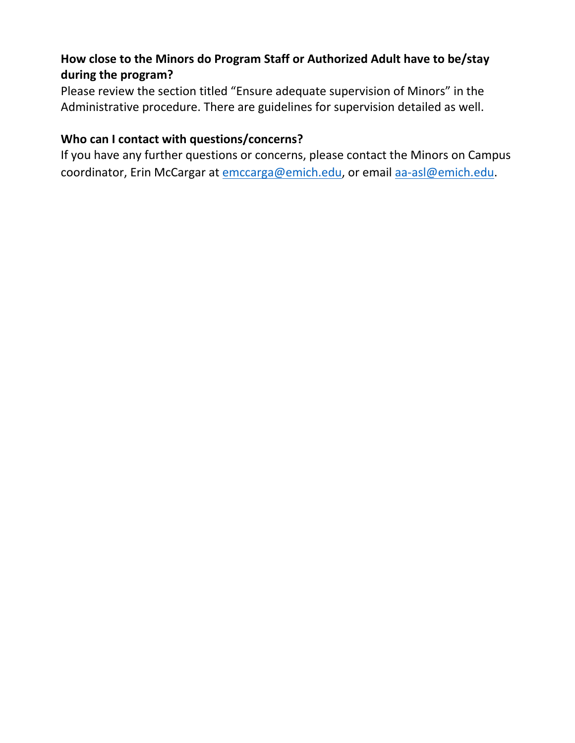**How close to the Minors do Program Staff or Authorized Adult have to be/stay during the program?**

Please review the section titled "Ensure adequate supervision of Minors" in the Administrative procedure. There are guidelines for supervision detailed as well.

**Who can I contact with questions/concerns?**

If you have any further questions or concerns, please contact the Minors on Campus coordinator, Erin McCargar at emccarga@emich.edu, or email aa-asl@emich.edu.